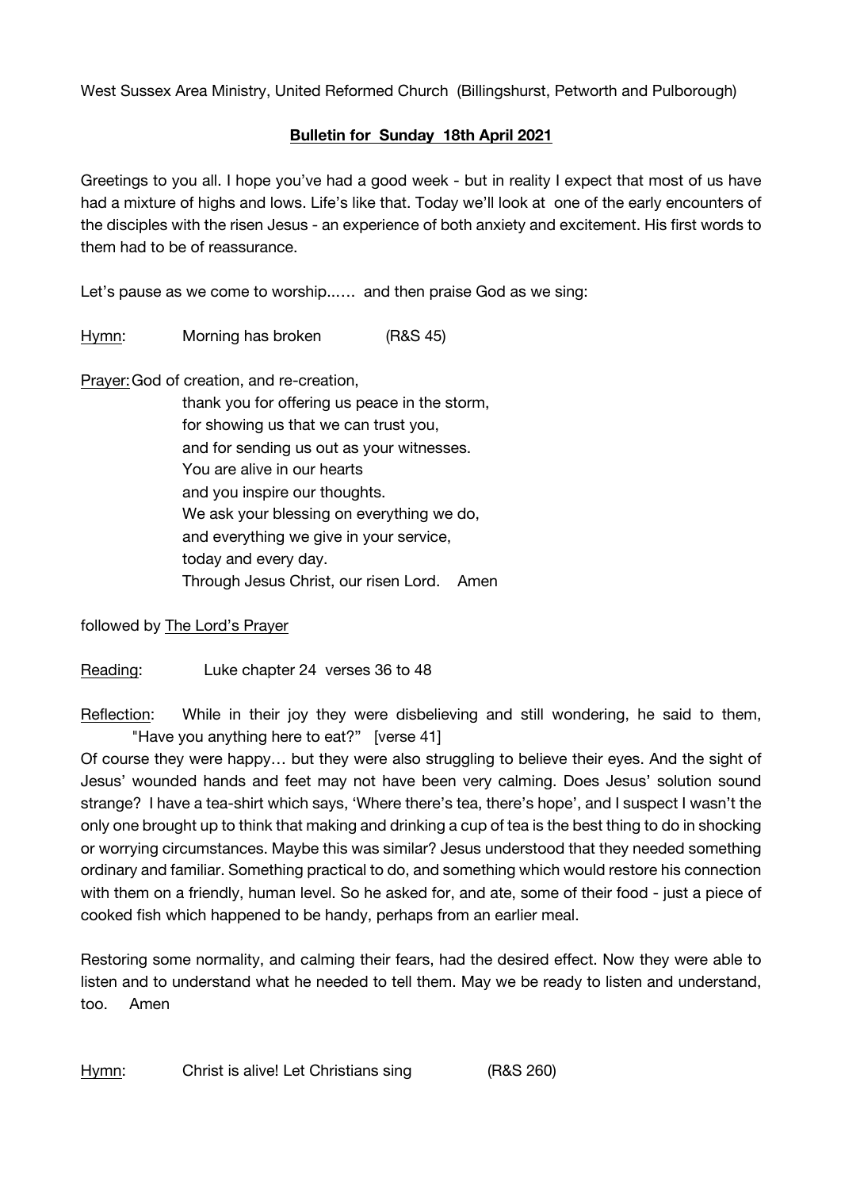West Sussex Area Ministry, United Reformed Church (Billingshurst, Petworth and Pulborough)

**Bulletin for Sunday 18th April 2021**

Greetings to you all. I hope you've had a good week - but in reality I expect that most of us have had a mixture of highs and lows. Life's like that. Today we'll look at one of the early encounters of the disciples with the risen Jesus - an experience of both anxiety and excitement. His first words to them had to be of reassurance.

Let's pause as we come to worship...… and then praise God as we sing:

Hymn: Morning has broken (R&S 45)

Prayer: God of creation, and re-creation,
thank you for offering us peace in the storm,
for showing us that we can trust you,
and for sending us out as your witnesses.
You are alive in our hearts
and you inspire our thoughts.
We ask your blessing on everything we do,
and everything we give in your service,
today and every day.
Through Jesus Christ, our risen Lord. Amen

followed by The Lord's Prayer

Reading: Luke chapter 24 verses 36 to 48

Reflection: While in their joy they were disbelieving and still wondering, he said to them, "Have you anything here to eat?" [verse 41]

Of course they were happy… but they were also struggling to believe their eyes. And the sight of Jesus' wounded hands and feet may not have been very calming. Does Jesus' solution sound strange? I have a tea-shirt which says, 'Where there's tea, there's hope', and I suspect I wasn't the only one brought up to think that making and drinking a cup of tea is the best thing to do in shocking or worrying circumstances. Maybe this was similar? Jesus understood that they needed something ordinary and familiar. Something practical to do, and something which would restore his connection with them on a friendly, human level. So he asked for, and ate, some of their food - just a piece of cooked fish which happened to be handy, perhaps from an earlier meal.

Restoring some normality, and calming their fears, had the desired effect. Now they were able to listen and to understand what he needed to tell them. May we be ready to listen and understand, too. Amen

Hymn: Christ is alive! Let Christians sing (R&S 260)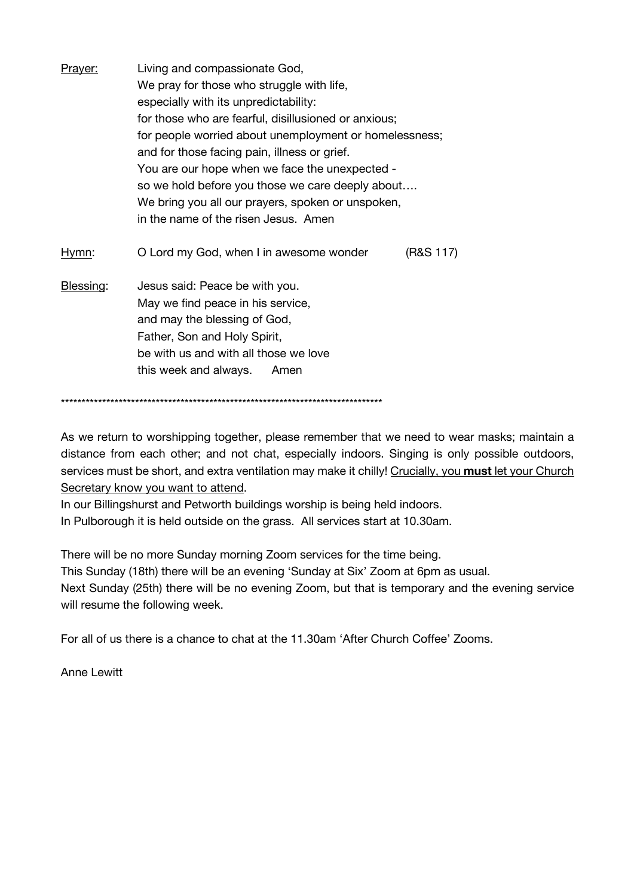<u>Prayer:</u> Living and compassionate God,
We pray for those who struggle with life,
especially with its unpredictability:
for those who are fearful, disillusioned or anxious;
for people worried about unemployment or homelessness;
and for those facing pain, illness or grief.
You are our hope when we face the unexpected -
so we hold before you those we care deeply about….
We bring you all our prayers, spoken or unspoken,
in the name of the risen Jesus. Amen

<u>Hymn</u>: O Lord my God, when I in awesome wonder (R&S 117)

<u>Blessing</u>: Jesus said: Peace be with you.
May we find peace in his service,
and may the blessing of God,
Father, Son and Holy Spirit,
be with us and with all those we love
this week and always. Amen

*********************************************************************************

As we return to worshipping together, please remember that we need to wear masks; maintain a distance from each other; and not chat, especially indoors. Singing is only possible outdoors, services must be short, and extra ventilation may make it chilly! <u>Crucially, you **must** let your Church Secretary know you want to attend</u>.
In our Billingshurst and Petworth buildings worship is being held indoors.
In Pulborough it is held outside on the grass. All services start at 10.30am.

There will be no more Sunday morning Zoom services for the time being.
This Sunday (18th) there will be an evening 'Sunday at Six' Zoom at 6pm as usual.
Next Sunday (25th) there will be no evening Zoom, but that is temporary and the evening service will resume the following week.

For all of us there is a chance to chat at the 11.30am 'After Church Coffee' Zooms.

Anne Lewitt